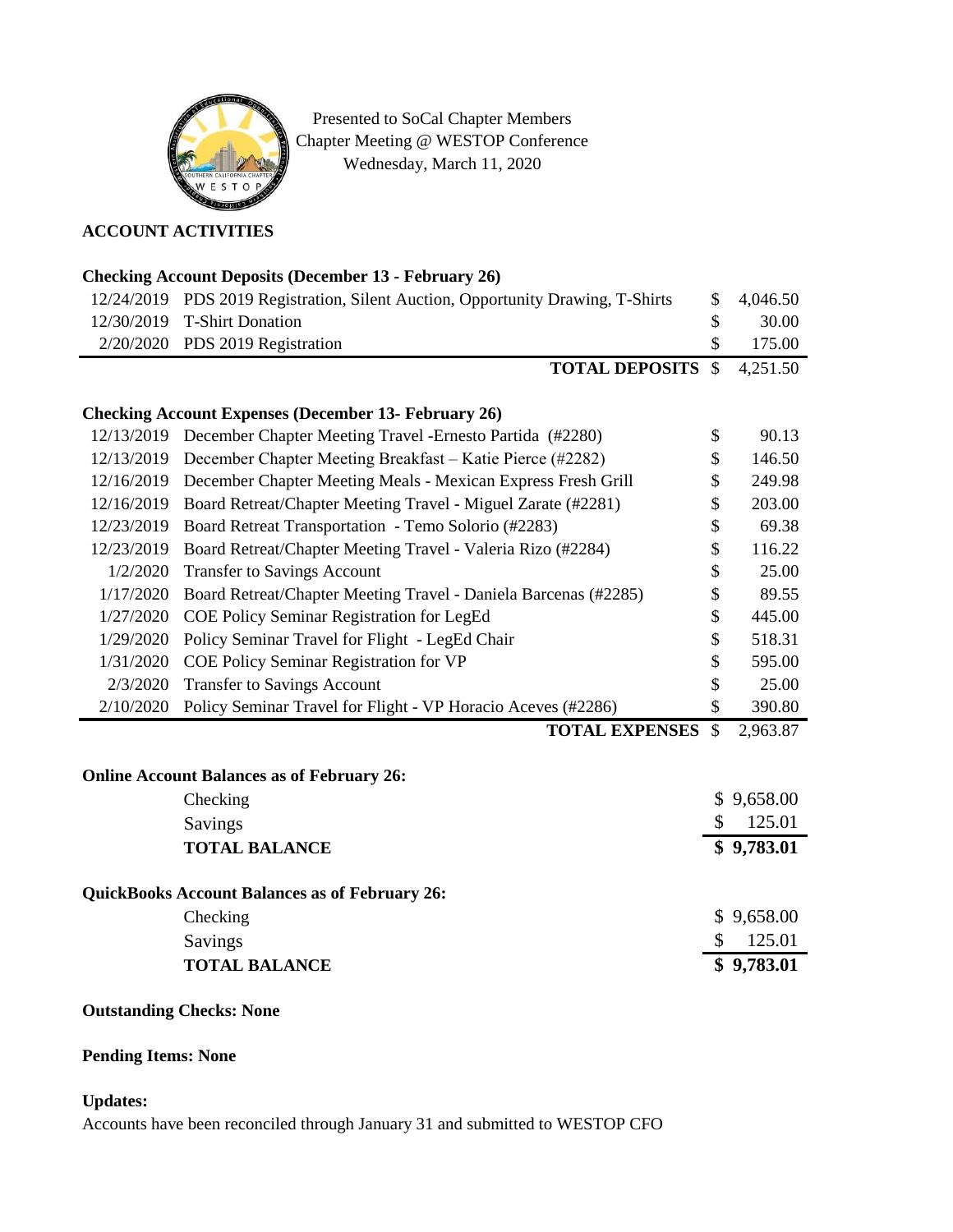Presented to SoCal Chapter Members
Chapter Meeting @ WESTOP Conference
Wednesday, March 11, 2020

## ACCOUNT ACTIVITIES

### Checking Account Deposits (December 13 - February 26)

| Date | Description | Amount |
|---|---|---|
| 12/24/2019 | PDS 2019 Registration, Silent Auction, Opportunity Drawing, T-Shirts | $ 4,046.50 |
| 12/30/2019 | T-Shirt Donation | $ 30.00 |
| 2/20/2020 | PDS 2019 Registration | $ 175.00 |
| | **TOTAL DEPOSITS** | $ 4,251.50 |

### Checking Account Expenses (December 13- February 26)

| Date | Description | Amount |
|---|---|---|
| 12/13/2019 | December Chapter Meeting Travel -Ernesto Partida (#2280) | $ 90.13 |
| 12/13/2019 | December Chapter Meeting Breakfast – Katie Pierce (#2282) | $ 146.50 |
| 12/16/2019 | December Chapter Meeting Meals - Mexican Express Fresh Grill | $ 249.98 |
| 12/16/2019 | Board Retreat/Chapter Meeting Travel - Miguel Zarate (#2281) | $ 203.00 |
| 12/23/2019 | Board Retreat Transportation - Temo Solorio (#2283) | $ 69.38 |
| 12/23/2019 | Board Retreat/Chapter Meeting Travel - Valeria Rizo (#2284) | $ 116.22 |
| 1/2/2020 | Transfer to Savings Account | $ 25.00 |
| 1/17/2020 | Board Retreat/Chapter Meeting Travel - Daniela Barcenas (#2285) | $ 89.55 |
| 1/27/2020 | COE Policy Seminar Registration for LegEd | $ 445.00 |
| 1/29/2020 | Policy Seminar Travel for Flight - LegEd Chair | $ 518.31 |
| 1/31/2020 | COE Policy Seminar Registration for VP | $ 595.00 |
| 2/3/2020 | Transfer to Savings Account | $ 25.00 |
| 2/10/2020 | Policy Seminar Travel for Flight - VP Horacio Aceves (#2286) | $ 390.80 |
| | **TOTAL EXPENSES** | $ 2,963.87 |

### Online Account Balances as of February 26:

| Account | Balance |
|---|---|
| Checking | $ 9,658.00 |
| Savings | $ 125.01 |
| **TOTAL BALANCE** | **$ 9,783.01** |

### QuickBooks Account Balances as of February 26:

| Account | Balance |
|---|---|
| Checking | $ 9,658.00 |
| Savings | $ 125.01 |
| **TOTAL BALANCE** | **$ 9,783.01** |

**Outstanding Checks: None**

**Pending Items: None**

**Updates:**

Accounts have been reconciled through January 31 and submitted to WESTOP CFO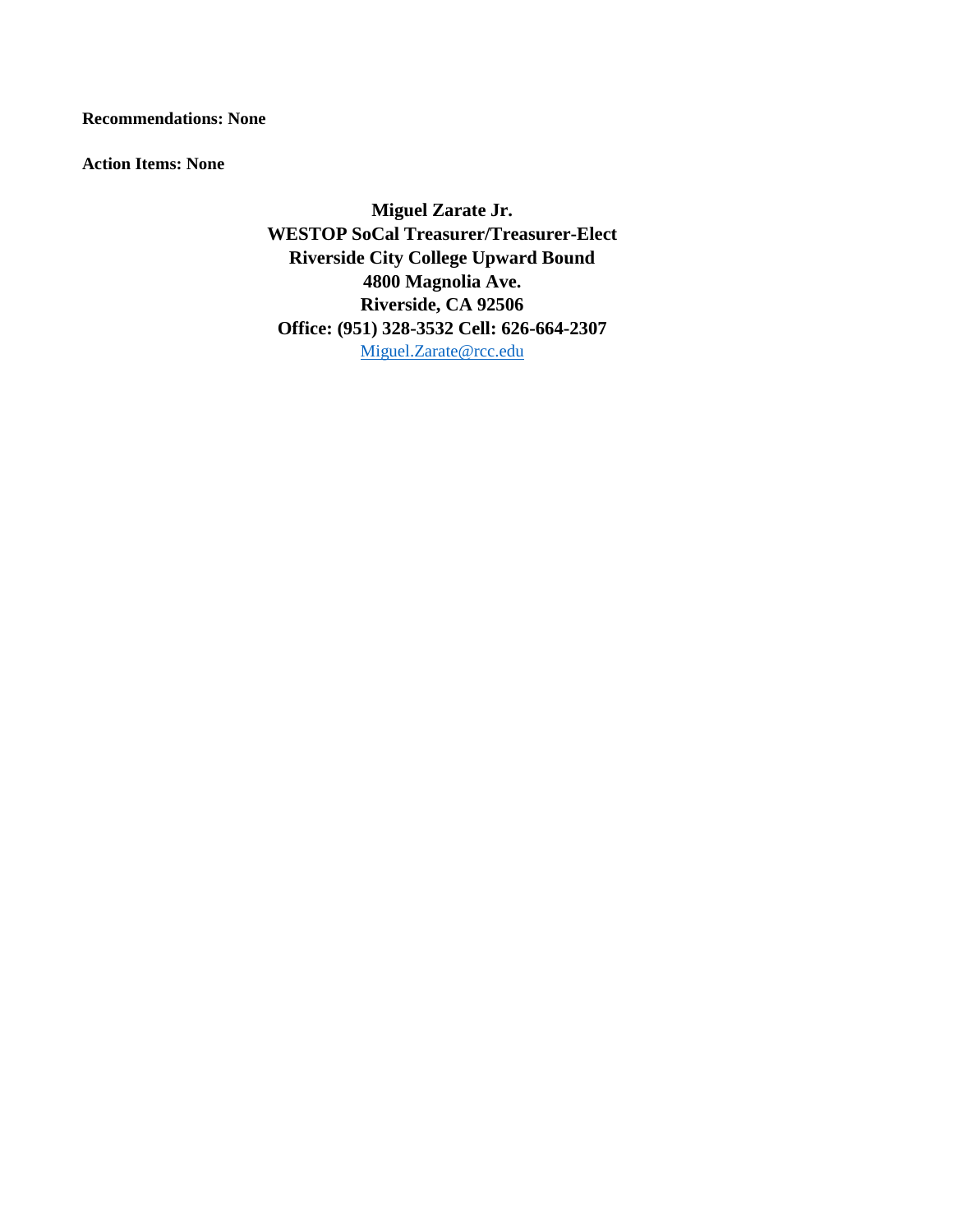**Recommendations: None**

**Action Items: None**

**Miguel Zarate Jr.**
**WESTOP SoCal Treasurer/Treasurer-Elect**
**Riverside City College Upward Bound**
**4800 Magnolia Ave.**
**Riverside, CA 92506**
**Office: (951) 328-3532 Cell: 626-664-2307**
Miguel.Zarate@rcc.edu